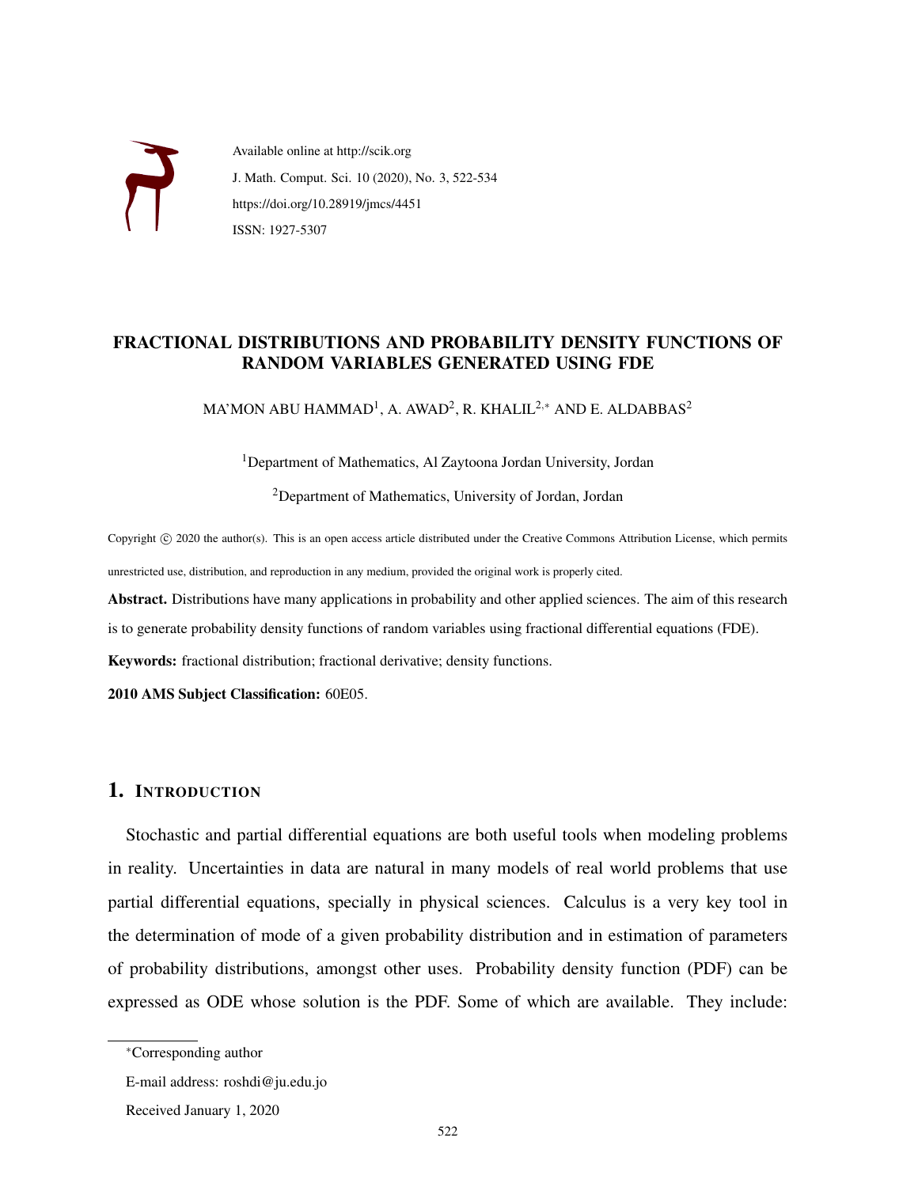Available online at http://scik.org

J. Math. Comput. Sci. 10 (2020), No. 3, 522-534

https://doi.org/10.28919/jmcs/4451

ISSN: 1927-5307

# FRACTIONAL DISTRIBUTIONS AND PROBABILITY DENSITY FUNCTIONS OF RANDOM VARIABLES GENERATED USING FDE

MA'MON ABU HAMMAD[1], A. AWAD[2], R. KHALIL[2,*] AND E. ALDABBAS[2]

[1]Department of Mathematics, Al Zaytoona Jordan University, Jordan

[2]Department of Mathematics, University of Jordan, Jordan

Copyright © 2020 the author(s). This is an open access article distributed under the Creative Commons Attribution License, which permits unrestricted use, distribution, and reproduction in any medium, provided the original work is properly cited.

**Abstract.** Distributions have many applications in probability and other applied sciences. The aim of this research is to generate probability density functions of random variables using fractional differential equations (FDE).

**Keywords:** fractional distribution; fractional derivative; density functions.

**2010 AMS Subject Classification:** 60E05.

## 1. Introduction

Stochastic and partial differential equations are both useful tools when modeling problems in reality. Uncertainties in data are natural in many models of real world problems that use partial differential equations, specially in physical sciences. Calculus is a very key tool in the determination of mode of a given probability distribution and in estimation of parameters of probability distributions, amongst other uses. Probability density function (PDF) can be expressed as ODE whose solution is the PDF. Some of which are available. They include:

---

*Corresponding author

E-mail address: roshdi@ju.edu.jo

Received January 1, 2020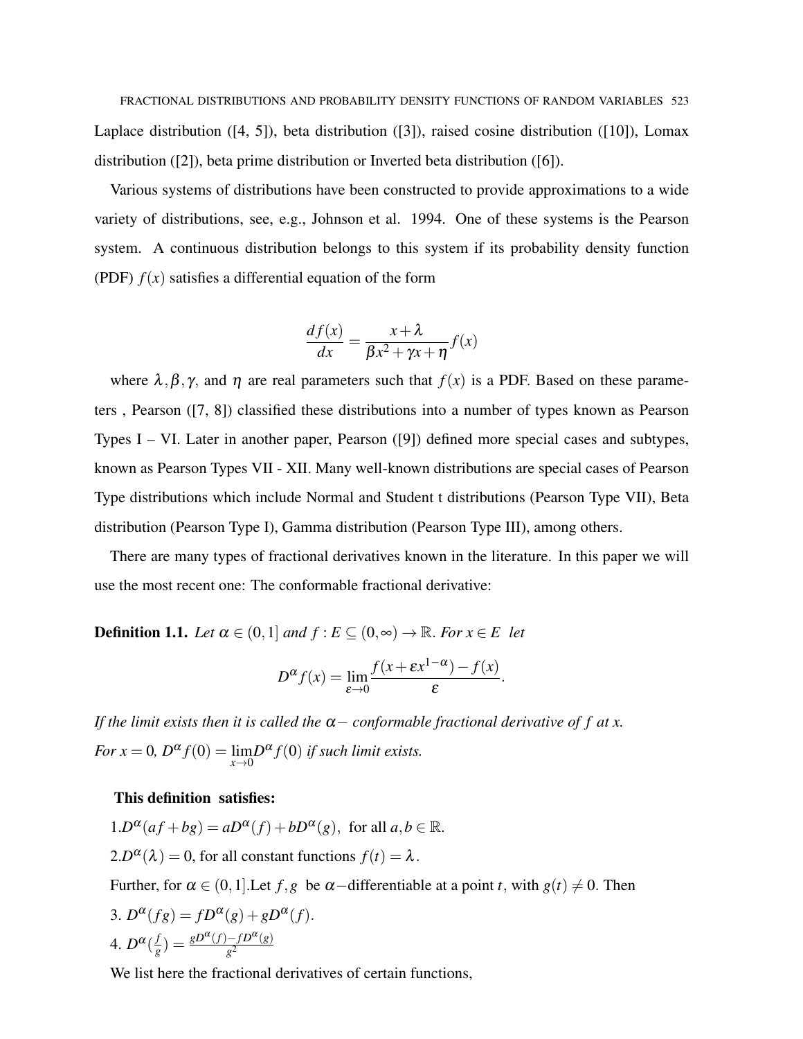Laplace distribution ([4, 5]), beta distribution ([3]), raised cosine distribution ([10]), Lomax distribution ([2]), beta prime distribution or Inverted beta distribution ([6]).

Various systems of distributions have been constructed to provide approximations to a wide variety of distributions, see, e.g., Johnson et al. 1994. One of these systems is the Pearson system. A continuous distribution belongs to this system if its probability density function (PDF) $f(x)$ satisfies a differential equation of the form

$$\frac{df(x)}{dx} = \frac{x+\lambda}{\beta x^2 + \gamma x + \eta} f(x)$$

where $\lambda, \beta, \gamma$, and $\eta$ are real parameters such that $f(x)$ is a PDF. Based on these parameters , Pearson ([7, 8]) classified these distributions into a number of types known as Pearson Types I – VI. Later in another paper, Pearson ([9]) defined more special cases and subtypes, known as Pearson Types VII - XII. Many well-known distributions are special cases of Pearson Type distributions which include Normal and Student t distributions (Pearson Type VII), Beta distribution (Pearson Type I), Gamma distribution (Pearson Type III), among others.

There are many types of fractional derivatives known in the literature. In this paper we will use the most recent one: The conformable fractional derivative:

**Definition 1.1.** *Let $\alpha \in (0,1]$ and $f : E \subseteq (0,\infty) \to \mathbb{R}$. For $x \in E$ let*

$$D^{\alpha} f(x) = \lim_{\varepsilon \to 0} \frac{f(x + \varepsilon x^{1-\alpha}) - f(x)}{\varepsilon}.$$

*If the limit exists then it is called the $\alpha-$ conformable fractional derivative of $f$ at $x$.*
*For $x = 0$, $D^{\alpha} f(0) = \lim_{x\to 0} D^{\alpha} f(0)$ if such limit exists.*

**This definition satisfies:**

1. $D^{\alpha}(af + bg) = aD^{\alpha}(f) + bD^{\alpha}(g)$, for all $a, b \in \mathbb{R}$.
2. $D^{\alpha}(\lambda) = 0$, for all constant functions $f(t) = \lambda$.

Further, for $\alpha \in (0,1]$.Let $f, g$ be $\alpha-$differentiable at a point $t$, with $g(t) \neq 0$. Then

3. $D^{\alpha}(fg) = fD^{\alpha}(g) + gD^{\alpha}(f)$.
4. $D^{\alpha}(\frac{f}{g}) = \frac{gD^{\alpha}(f) - fD^{\alpha}(g)}{g^2}$

We list here the fractional derivatives of certain functions,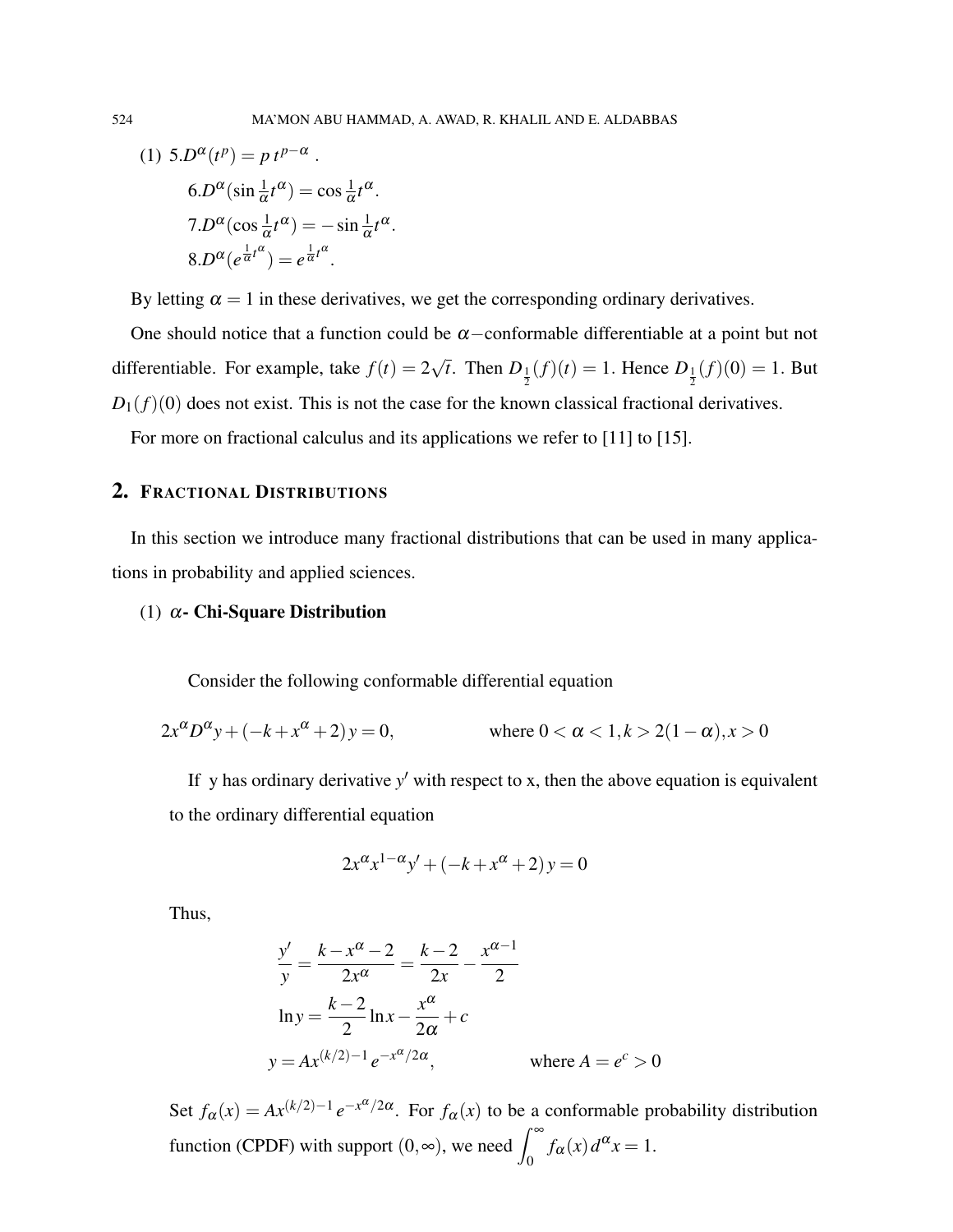(1) 5. $D^\alpha(t^p) = p\, t^{p-\alpha}$ .

6. $D^\alpha(\sin \frac{1}{\alpha}t^\alpha) = \cos \frac{1}{\alpha}t^\alpha$.

7. $D^\alpha(\cos \frac{1}{\alpha}t^\alpha) = -\sin \frac{1}{\alpha}t^\alpha$.

8. $D^\alpha(e^{\frac{1}{\alpha}t^\alpha}) = e^{\frac{1}{\alpha}t^\alpha}$.

By letting $\alpha = 1$ in these derivatives, we get the corresponding ordinary derivatives.

One should notice that a function could be $\alpha-$conformable differentiable at a point but not differentiable. For example, take $f(t) = 2\sqrt{t}$. Then $D_{\frac{1}{2}}(f)(t) = 1$. Hence $D_{\frac{1}{2}}(f)(0) = 1$. But $D_1(f)(0)$ does not exist. This is not the case for the known classical fractional derivatives.

For more on fractional calculus and its applications we refer to [11] to [15].

## 2. Fractional Distributions

In this section we introduce many fractional distributions that can be used in many applications in probability and applied sciences.

(1) **$\alpha$- Chi-Square Distribution**

Consider the following conformable differential equation

$$2x^\alpha D^\alpha y + (-k + x^\alpha + 2)\, y = 0, \qquad \text{where } 0 < \alpha < 1, k > 2(1-\alpha), x > 0$$

If y has ordinary derivative $y'$ with respect to x, then the above equation is equivalent to the ordinary differential equation

$$2x^\alpha x^{1-\alpha} y' + (-k + x^\alpha + 2)\, y = 0$$

Thus,

$$\frac{y'}{y} = \frac{k - x^\alpha - 2}{2x^\alpha} = \frac{k-2}{2x} - \frac{x^{\alpha-1}}{2}$$

$$\ln y = \frac{k-2}{2}\ln x - \frac{x^\alpha}{2\alpha} + c$$

$$y = Ax^{(k/2)-1}\, e^{-x^\alpha/2\alpha}, \qquad \text{where } A = e^c > 0$$

Set $f_\alpha(x) = Ax^{(k/2)-1}\, e^{-x^\alpha/2\alpha}$. For $f_\alpha(x)$ to be a conformable probability distribution function (CPDF) with support $(0,\infty)$, we need $\int_0^\infty f_\alpha(x)\, d^\alpha x = 1$.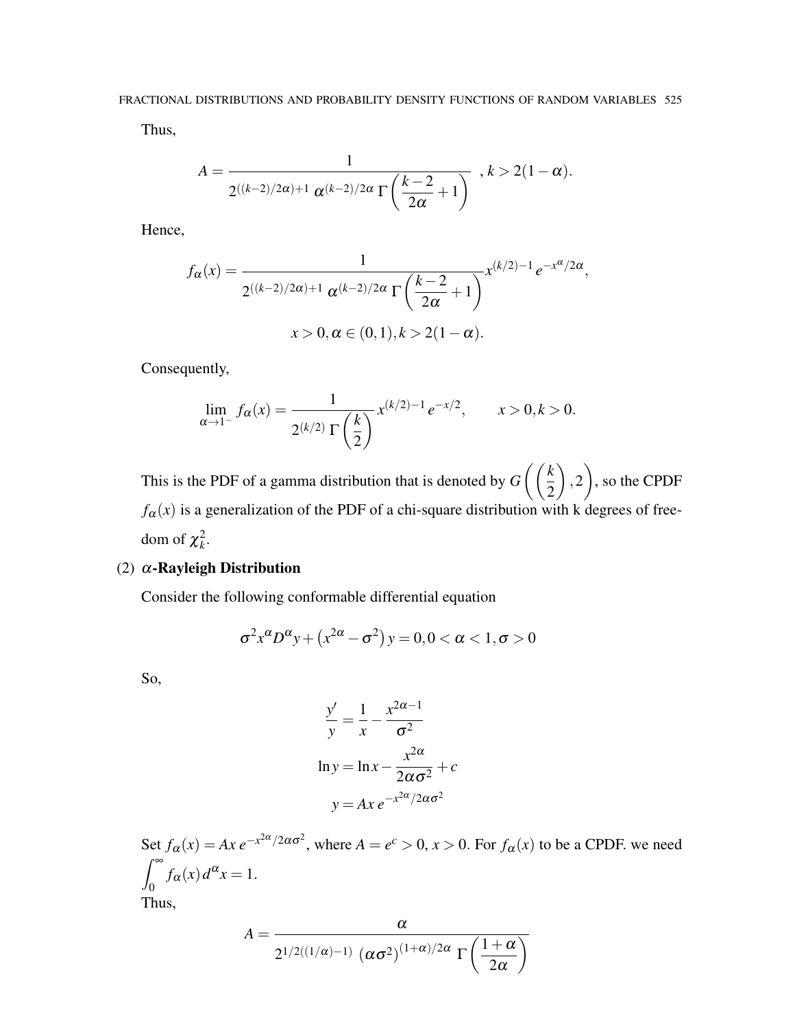Thus,

$$A = \frac{1}{2^{((k-2)/2\alpha)+1}\ \alpha^{(k-2)/2\alpha}\ \Gamma\left(\dfrac{k-2}{2\alpha}+1\right)}\ \ , k > 2(1-\alpha).$$

Hence,

$$f_\alpha(x) = \frac{1}{2^{((k-2)/2\alpha)+1}\ \alpha^{(k-2)/2\alpha}\ \Gamma\left(\dfrac{k-2}{2\alpha}+1\right)} x^{(k/2)-1}\, e^{-x^\alpha/2\alpha},$$

$$x > 0, \alpha \in (0,1), k > 2(1-\alpha).$$

Consequently,

$$\lim_{\alpha \to 1^-} f_\alpha(x) = \frac{1}{2^{(k/2)}\ \Gamma\left(\dfrac{k}{2}\right)}\, x^{(k/2)-1}\, e^{-x/2}, \qquad x > 0, k > 0.$$

This is the PDF of a gamma distribution that is denoted by $G\left(\left(\dfrac{k}{2}\right), 2\right)$, so the CPDF $f_\alpha(x)$ is a generalization of the PDF of a chi-square distribution with k degrees of freedom of $\chi^2_k$.

(2) **$\alpha$-Rayleigh Distribution**

Consider the following conformable differential equation

$$\sigma^2 x^\alpha D^\alpha y + \left(x^{2\alpha} - \sigma^2\right) y = 0, 0 < \alpha < 1, \sigma > 0$$

So,

$$\frac{y'}{y} = \frac{1}{x} - \frac{x^{2\alpha-1}}{\sigma^2}$$

$$\ln y = \ln x - \frac{x^{2\alpha}}{2\alpha\sigma^2} + c$$

$$y = Ax\, e^{-x^{2\alpha}/2\alpha\sigma^2}$$

Set $f_\alpha(x) = Ax\, e^{-x^{2\alpha}/2\alpha\sigma^2}$, where $A = e^c > 0$, $x > 0$. For $f_\alpha(x)$ to be a CPDF. we need $\displaystyle\int_0^\infty f_\alpha(x)\, d^\alpha x = 1$.

Thus,

$$A = \frac{\alpha}{2^{1/2((1/\alpha)-1)}\ \left(\alpha\sigma^2\right)^{(1+\alpha)/2\alpha}\ \Gamma\left(\dfrac{1+\alpha}{2\alpha}\right)}$$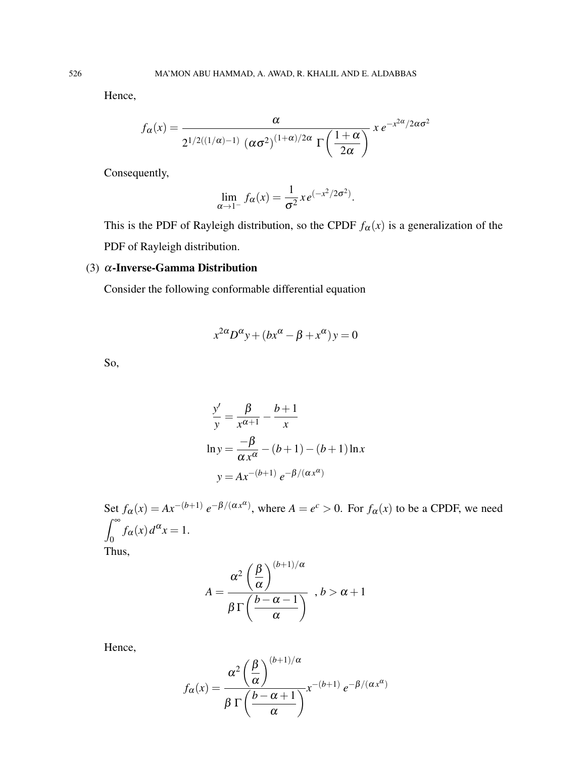Hence,

$$f_\alpha(x) = \frac{\alpha}{2^{1/2((1/\alpha)-1)}\ (\alpha\sigma^2)^{(1+\alpha)/2\alpha}\ \Gamma\left(\dfrac{1+\alpha}{2\alpha}\right)}\, x\, e^{-x^{2\alpha}/2\alpha\sigma^2}$$

Consequently,

$$\lim_{\alpha\to 1^-} f_\alpha(x) = \frac{1}{\sigma^2}\, x\, e^{(-x^2/2\sigma^2)}.$$

This is the PDF of Rayleigh distribution, so the CPDF $f_\alpha(x)$ is a generalization of the PDF of Rayleigh distribution.

(3) **$\alpha$-Inverse-Gamma Distribution**

Consider the following conformable differential equation

$$x^{2\alpha} D^\alpha y + (bx^\alpha - \beta + x^\alpha)\, y = 0$$

So,

$$\begin{aligned}
\frac{y'}{y} &= \frac{\beta}{x^{\alpha+1}} - \frac{b+1}{x} \\
\ln y &= \frac{-\beta}{\alpha x^\alpha} - (b+1) - (b+1)\ln x \\
y &= Ax^{-(b+1)}\, e^{-\beta/(\alpha x^\alpha)}
\end{aligned}$$

Set $f_\alpha(x) = Ax^{-(b+1)}\, e^{-\beta/(\alpha x^\alpha)}$, where $A = e^c > 0$. For $f_\alpha(x)$ to be a CPDF, we need $\int_0^\infty f_\alpha(x)\, d^\alpha x = 1$.
Thus,

$$A = \frac{\alpha^2 \left(\dfrac{\beta}{\alpha}\right)^{(b+1)/\alpha}}{\beta\, \Gamma\left(\dfrac{b-\alpha-1}{\alpha}\right)} \ \ , b > \alpha + 1$$

Hence,

$$f_\alpha(x) = \frac{\alpha^2 \left(\dfrac{\beta}{\alpha}\right)^{(b+1)/\alpha}}{\beta\, \Gamma\left(\dfrac{b-\alpha+1}{\alpha}\right)} x^{-(b+1)}\, e^{-\beta/(\alpha x^\alpha)}$$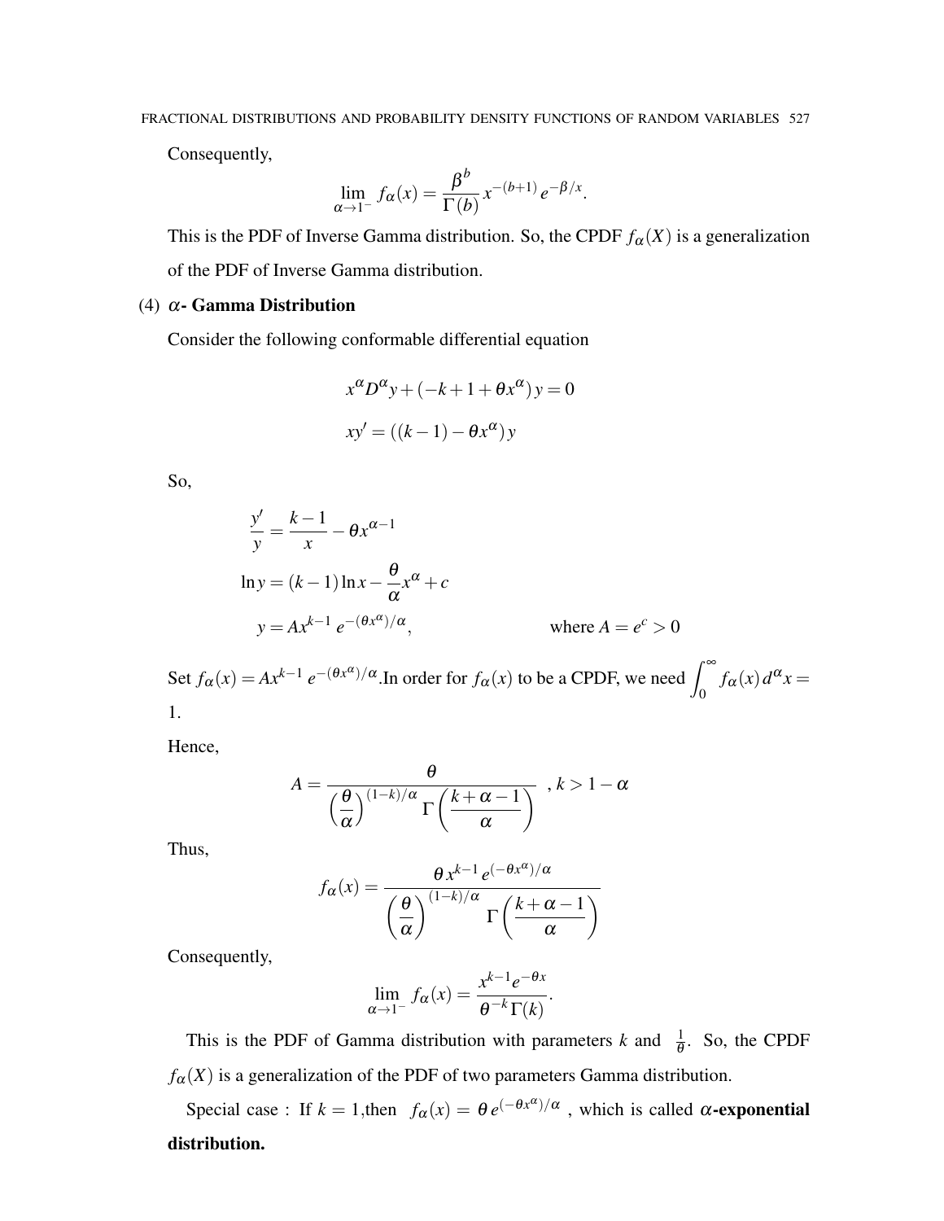Consequently,

$$\lim_{\alpha \to 1^-} f_\alpha(x) = \frac{\beta^b}{\Gamma(b)} x^{-(b+1)} e^{-\beta/x}.$$

This is the PDF of Inverse Gamma distribution. So, the CPDF $f_\alpha(X)$ is a generalization of the PDF of Inverse Gamma distribution.

(4) **$\alpha$- Gamma Distribution**

Consider the following conformable differential equation

$$x^\alpha D^\alpha y + (-k+1+\theta x^\alpha)\, y = 0$$

$$x y' = ((k-1) - \theta x^\alpha)\, y$$

So,

$$\frac{y'}{y} = \frac{k-1}{x} - \theta x^{\alpha-1}$$

$$\ln y = (k-1)\ln x - \frac{\theta}{\alpha} x^\alpha + c$$

$$y = A x^{k-1}\, e^{-(\theta x^\alpha)/\alpha}, \qquad \text{where } A = e^c > 0$$

Set $f_\alpha(x) = A x^{k-1}\, e^{-(\theta x^\alpha)/\alpha}$.In order for $f_\alpha(x)$ to be a CPDF, we need $\int_0^\infty f_\alpha(x)\, d^\alpha x = 1$.

Hence,

$$A = \frac{\theta}{\left(\frac{\theta}{\alpha}\right)^{(1-k)/\alpha} \Gamma\left(\frac{k+\alpha-1}{\alpha}\right)} \ , k > 1-\alpha$$

Thus,

$$f_\alpha(x) = \frac{\theta\, x^{k-1}\, e^{(-\theta x^\alpha)/\alpha}}{\left(\frac{\theta}{\alpha}\right)^{(1-k)/\alpha} \Gamma\left(\frac{k+\alpha-1}{\alpha}\right)}$$

Consequently,

$$\lim_{\alpha \to 1^-} f_\alpha(x) = \frac{x^{k-1} e^{-\theta x}}{\theta^{-k}\Gamma(k)}.$$

This is the PDF of Gamma distribution with parameters $k$ and $\frac{1}{\theta}$. So, the CPDF $f_\alpha(X)$ is a generalization of the PDF of two parameters Gamma distribution.

Special case : If $k = 1$,then $f_\alpha(x) = \theta\, e^{(-\theta x^\alpha)/\alpha}$ , which is called **$\alpha$-exponential distribution.**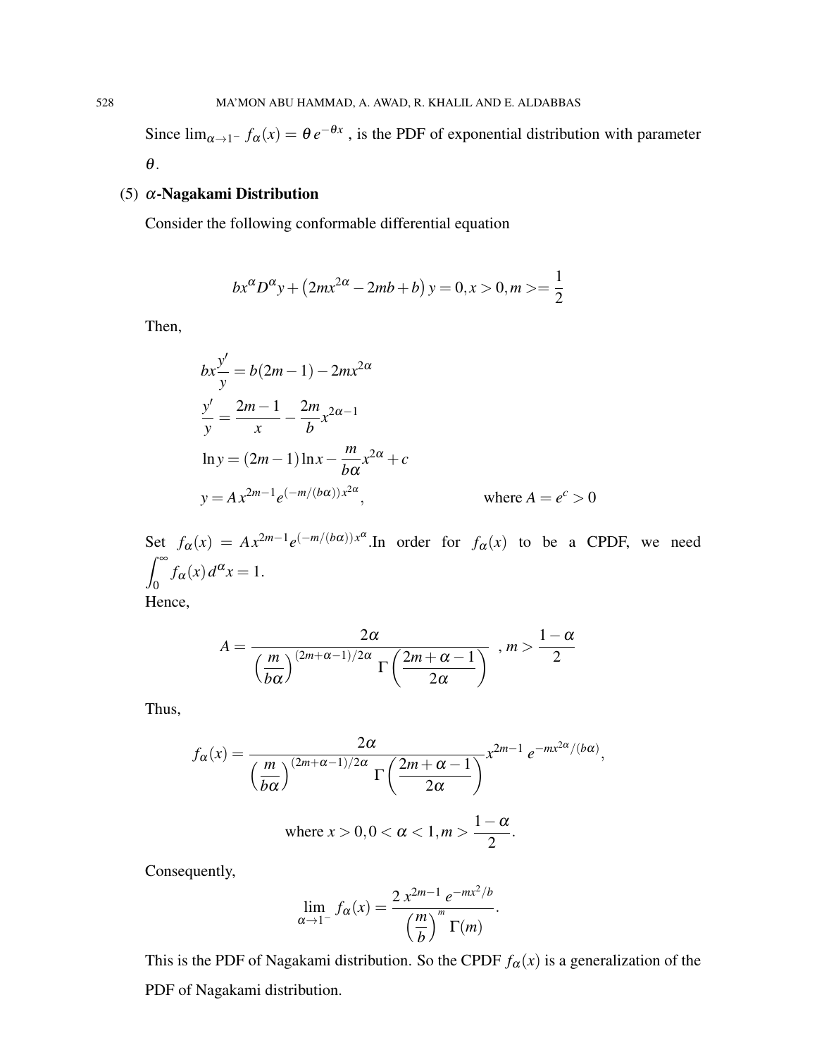Since $\lim_{\alpha \to 1^-} f_\alpha(x) = \theta e^{-\theta x}$ , is the PDF of exponential distribution with parameter $\theta$.

(5) **$\alpha$-Nagakami Distribution**

Consider the following conformable differential equation

$$bx^\alpha D^\alpha y + \left(2mx^{2\alpha} - 2mb + b\right) y = 0, x > 0, m >= \frac{1}{2}$$

Then,

$$bx\frac{y'}{y} = b(2m-1) - 2mx^{2\alpha}$$

$$\frac{y'}{y} = \frac{2m-1}{x} - \frac{2m}{b}x^{2\alpha-1}$$

$$\ln y = (2m-1)\ln x - \frac{m}{b\alpha}x^{2\alpha} + c$$

$$y = Ax^{2m-1}e^{(-m/(b\alpha))x^{2\alpha}}, \qquad \text{where } A = e^c > 0$$

Set $f_\alpha(x) = Ax^{2m-1}e^{(-m/(b\alpha))x^\alpha}$.In order for $f_\alpha(x)$ to be a CPDF, we need $\int_0^\infty f_\alpha(x)\, d^\alpha x = 1$.
Hence,

$$A = \frac{2\alpha}{\left(\frac{m}{b\alpha}\right)^{(2m+\alpha-1)/2\alpha} \Gamma\left(\frac{2m+\alpha-1}{2\alpha}\right)} \ , m > \frac{1-\alpha}{2}$$

Thus,

$$f_\alpha(x) = \frac{2\alpha}{\left(\frac{m}{b\alpha}\right)^{(2m+\alpha-1)/2\alpha} \Gamma\left(\frac{2m+\alpha-1}{2\alpha}\right)} x^{2m-1}\, e^{-mx^{2\alpha}/(b\alpha)},$$

$$\text{where } x > 0, 0 < \alpha < 1, m > \frac{1-\alpha}{2}.$$

Consequently,

$$\lim_{\alpha \to 1^-} f_\alpha(x) = \frac{2\, x^{2m-1}\, e^{-mx^2/b}}{\left(\frac{m}{b}\right)^m \Gamma(m)}.$$

This is the PDF of Nagakami distribution. So the CPDF $f_\alpha(x)$ is a generalization of the PDF of Nagakami distribution.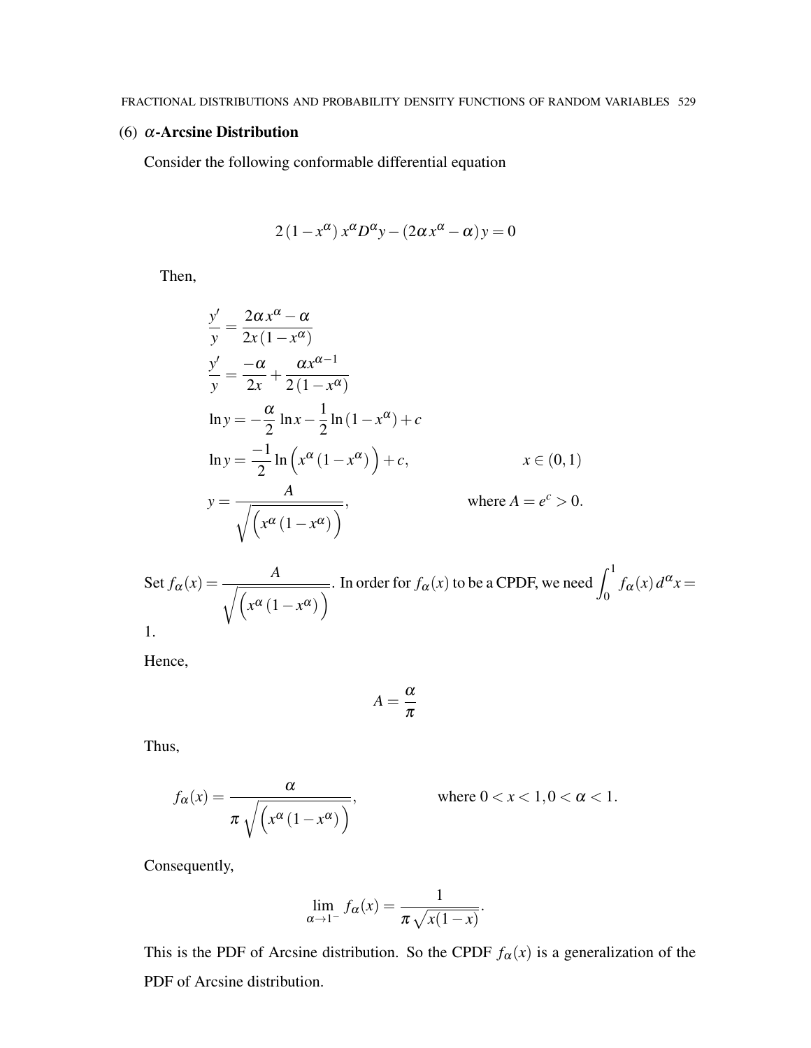## (6) $\alpha$-Arcsine Distribution

Consider the following conformable differential equation

$$2\left(1-x^{\alpha}\right)x^{\alpha}D^{\alpha}y-\left(2\alpha\,x^{\alpha}-\alpha\right)y=0$$

Then,

$$\begin{aligned}
\frac{y'}{y} &= \frac{2\alpha\,x^{\alpha}-\alpha}{2x\left(1-x^{\alpha}\right)} \\
\frac{y'}{y} &= \frac{-\alpha}{2x}+\frac{\alpha x^{\alpha-1}}{2\left(1-x^{\alpha}\right)} \\
\ln y &= -\frac{\alpha}{2}\,\ln x-\frac{1}{2}\ln\left(1-x^{\alpha}\right)+c \\
\ln y &= \frac{-1}{2}\ln\Big(x^{\alpha}\left(1-x^{\alpha}\right)\Big)+c, \qquad\qquad x\in(0,1) \\
y &= \frac{A}{\sqrt{\Big(x^{\alpha}\left(1-x^{\alpha}\right)\Big)}}, \qquad\qquad \text{where } A=e^{c}>0.
\end{aligned}$$

Set $f_{\alpha}(x)=\dfrac{A}{\sqrt{\Big(x^{\alpha}\left(1-x^{\alpha}\right)\Big)}}$. In order for $f_{\alpha}(x)$ to be a CPDF, we need $\int_{0}^{1}f_{\alpha}(x)\,d^{\alpha}x=1$.

Hence,

$$A=\frac{\alpha}{\pi}$$

Thus,

$$f_{\alpha}(x)=\frac{\alpha}{\pi\sqrt{\Big(x^{\alpha}\left(1-x^{\alpha}\right)\Big)}}, \qquad\qquad \text{where } 0<x<1, 0<\alpha<1.$$

Consequently,

$$\lim_{\alpha\to1^{-}}f_{\alpha}(x)=\frac{1}{\pi\sqrt{x(1-x)}}.$$

This is the PDF of Arcsine distribution. So the CPDF $f_{\alpha}(x)$ is a generalization of the PDF of Arcsine distribution.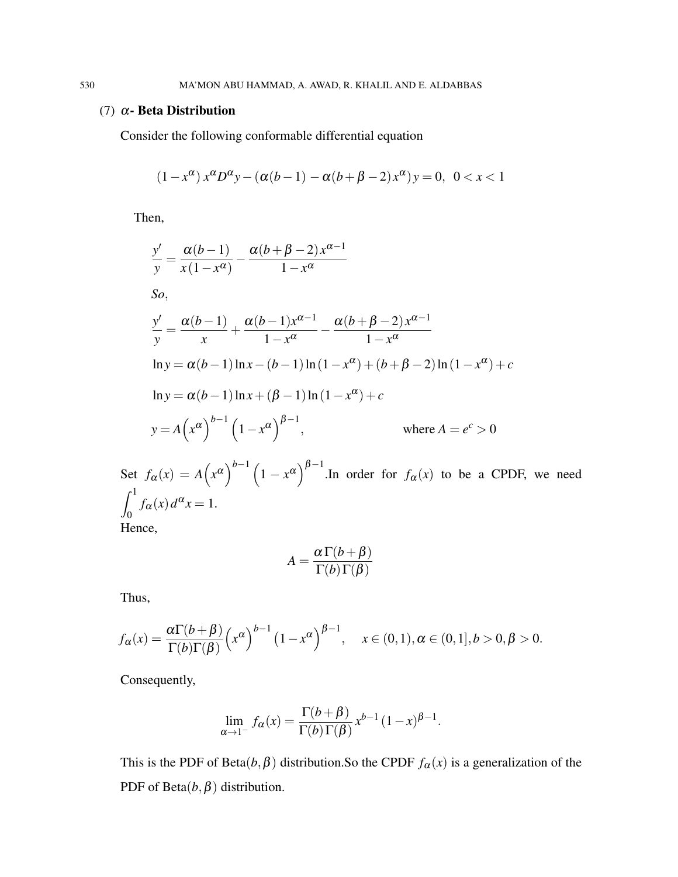(7) $\alpha$- **Beta Distribution**

Consider the following conformable differential equation

$$(1-x^{\alpha})\,x^{\alpha}D^{\alpha}y-(\alpha(b-1)-\alpha(b+\beta-2)x^{\alpha})\,y=0,\ \ 0<x<1$$

Then,

$$\frac{y'}{y}=\frac{\alpha(b-1)}{x\,(1-x^{\alpha})}-\frac{\alpha(b+\beta-2)\,x^{\alpha-1}}{1-x^{\alpha}}$$

*So*,

$$\frac{y'}{y}=\frac{\alpha(b-1)}{x}+\frac{\alpha(b-1)x^{\alpha-1}}{1-x^{\alpha}}-\frac{\alpha(b+\beta-2)\,x^{\alpha-1}}{1-x^{\alpha}}$$

$$\ln y=\alpha(b-1)\ln x-(b-1)\ln(1-x^{\alpha})+(b+\beta-2)\ln(1-x^{\alpha})+c$$

$$\ln y=\alpha(b-1)\ln x+(\beta-1)\ln(1-x^{\alpha})+c$$

$$y=A\Big(x^{\alpha}\Big)^{b-1}\Big(1-x^{\alpha}\Big)^{\beta-1},\qquad\qquad \text{where } A=e^{c}>0$$

Set $f_{\alpha}(x)=A\Big(x^{\alpha}\Big)^{b-1}\Big(1-x^{\alpha}\Big)^{\beta-1}$.In order for $f_{\alpha}(x)$ to be a CPDF, we need $\int_0^1 f_{\alpha}(x)\,d^{\alpha}x=1$.
Hence,

$$A=\frac{\alpha\,\Gamma(b+\beta)}{\Gamma(b)\,\Gamma(\beta)}$$

Thus,

$$f_{\alpha}(x)=\frac{\alpha\Gamma(b+\beta)}{\Gamma(b)\Gamma(\beta)}\Big(x^{\alpha}\Big)^{b-1}\big(1-x^{\alpha}\big)^{\beta-1},\quad x\in(0,1),\alpha\in(0,1],b>0,\beta>0.$$

Consequently,

$$\lim_{\alpha\to1^-}f_{\alpha}(x)=\frac{\Gamma(b+\beta)}{\Gamma(b)\,\Gamma(\beta)}\,x^{b-1}\,(1-x)^{\beta-1}.$$

This is the PDF of Beta$(b,\beta)$ distribution.So the CPDF $f_{\alpha}(x)$ is a generalization of the PDF of Beta$(b,\beta)$ distribution.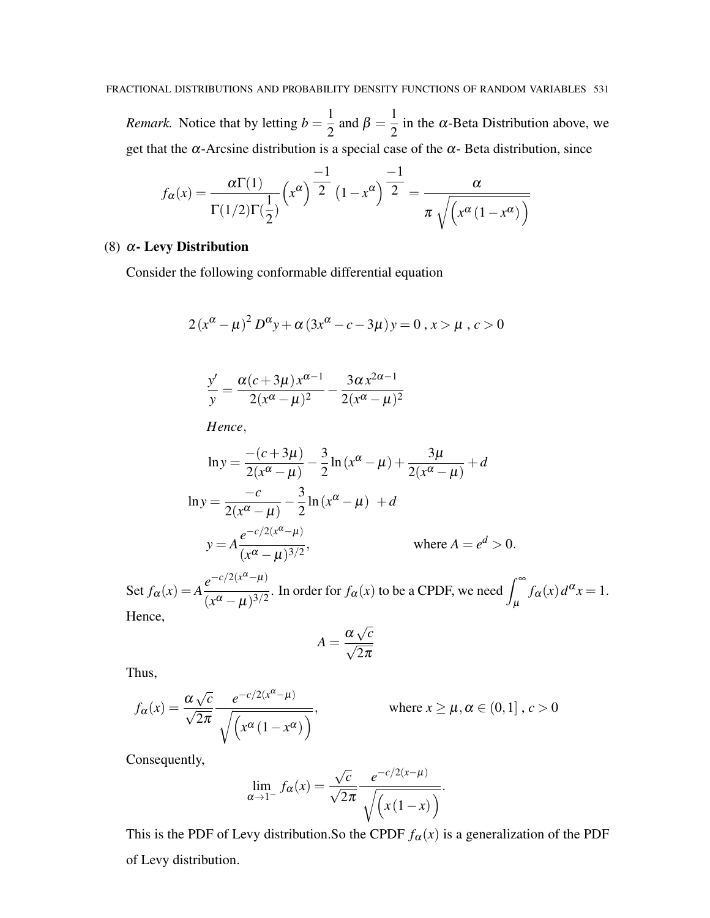*Remark.* Notice that by letting $b = \dfrac{1}{2}$ and $\beta = \dfrac{1}{2}$ in the $\alpha$-Beta Distribution above, we get that the $\alpha$-Arcsine distribution is a special case of the $\alpha$- Beta distribution, since

$$f_\alpha(x) = \frac{\alpha\Gamma(1)}{\Gamma(1/2)\Gamma(\frac{1}{2})}\left(x^\alpha\right)^{\frac{-1}{2}}\left(1-x^\alpha\right)^{\frac{-1}{2}} = \frac{\alpha}{\pi\sqrt{\left(x^\alpha\left(1-x^\alpha\right)\right)}}$$

(8) **$\alpha$- Levy Distribution**

Consider the following conformable differential equation

$$2\left(x^\alpha-\mu\right)^2 D^\alpha y + \alpha\left(3x^\alpha - c - 3\mu\right)y = 0\ ,\ x > \mu\ ,\ c > 0$$

$$\frac{y'}{y} = \frac{\alpha(c+3\mu)x^{\alpha-1}}{2(x^\alpha-\mu)^2} - \frac{3\alpha x^{2\alpha-1}}{2(x^\alpha-\mu)^2}$$

*Hence*,

$$\ln y = \frac{-(c+3\mu)}{2(x^\alpha-\mu)} - \frac{3}{2}\ln\left(x^\alpha-\mu\right) + \frac{3\mu}{2(x^\alpha-\mu)} + d$$

$$\ln y = \frac{-c}{2(x^\alpha-\mu)} - \frac{3}{2}\ln\left(x^\alpha-\mu\right)\ + d$$

$$y = A\frac{e^{-c/2(x^\alpha-\mu)}}{(x^\alpha-\mu)^{3/2}}, \qquad \text{where } A = e^d > 0.$$

Set $f_\alpha(x) = A\dfrac{e^{-c/2(x^\alpha-\mu)}}{(x^\alpha-\mu)^{3/2}}$. In order for $f_\alpha(x)$ to be a CPDF, we need $\displaystyle\int_\mu^\infty f_\alpha(x)\,d^\alpha x = 1$. Hence,

$$A = \frac{\alpha\sqrt{c}}{\sqrt{2\pi}}$$

Thus,

$$f_\alpha(x) = \frac{\alpha\sqrt{c}}{\sqrt{2\pi}}\frac{e^{-c/2(x^\alpha-\mu)}}{\sqrt{\left(x^\alpha\left(1-x^\alpha\right)\right)}}, \qquad \text{where } x \geq \mu, \alpha \in (0,1]\ , c > 0$$

Consequently,

$$\lim_{\alpha\to 1^-} f_\alpha(x) = \frac{\sqrt{c}}{\sqrt{2\pi}}\frac{e^{-c/2(x-\mu)}}{\sqrt{\left(x\left(1-x\right)\right)}}.$$

This is the PDF of Levy distribution.So the CPDF $f_\alpha(x)$ is a generalization of the PDF of Levy distribution.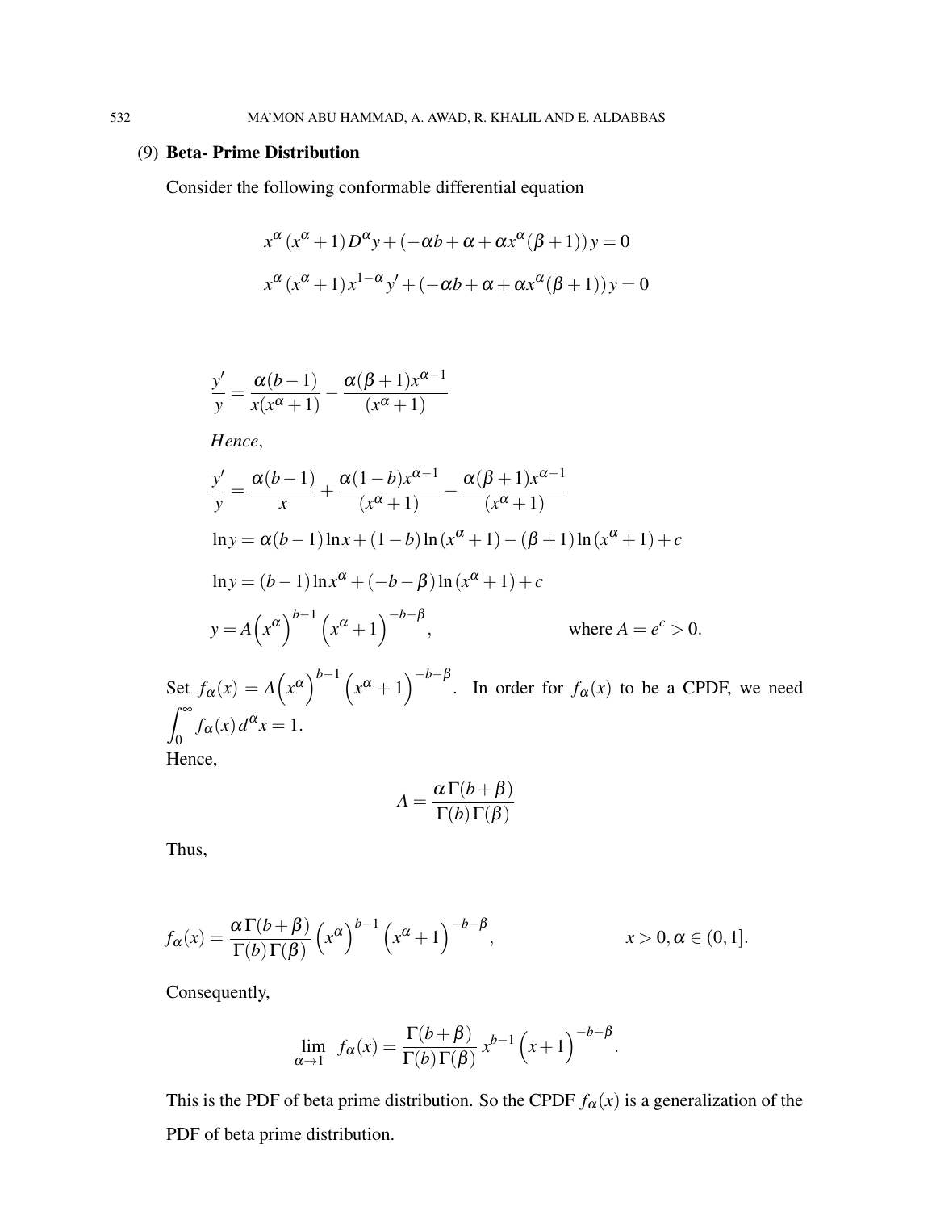(9) **Beta- Prime Distribution**

Consider the following conformable differential equation

$$x^{\alpha}(x^{\alpha}+1)D^{\alpha}y+(-\alpha b+\alpha+\alpha x^{\alpha}(\beta+1))y=0$$

$$x^{\alpha}(x^{\alpha}+1)x^{1-\alpha}y'+(-\alpha b+\alpha+\alpha x^{\alpha}(\beta+1))y=0$$

$$\frac{y'}{y}=\frac{\alpha(b-1)}{x(x^{\alpha}+1)}-\frac{\alpha(\beta+1)x^{\alpha-1}}{(x^{\alpha}+1)}$$

*Hence*,

$$\frac{y'}{y}=\frac{\alpha(b-1)}{x}+\frac{\alpha(1-b)x^{\alpha-1}}{(x^{\alpha}+1)}-\frac{\alpha(\beta+1)x^{\alpha-1}}{(x^{\alpha}+1)}$$

$$\ln y=\alpha(b-1)\ln x+(1-b)\ln(x^{\alpha}+1)-(\beta+1)\ln(x^{\alpha}+1)+c$$

$$\ln y=(b-1)\ln x^{\alpha}+(-b-\beta)\ln(x^{\alpha}+1)+c$$

$$y=A\Big(x^{\alpha}\Big)^{b-1}\Big(x^{\alpha}+1\Big)^{-b-\beta}, \qquad \text{where } A=e^{c}>0.$$

Set $f_{\alpha}(x)=A\Big(x^{\alpha}\Big)^{b-1}\Big(x^{\alpha}+1\Big)^{-b-\beta}$. In order for $f_{\alpha}(x)$ to be a CPDF, we need $\int_{0}^{\infty}f_{\alpha}(x)\,d^{\alpha}x=1$.

Hence,

$$A=\frac{\alpha\,\Gamma(b+\beta)}{\Gamma(b)\,\Gamma(\beta)}$$

Thus,

$$f_{\alpha}(x)=\frac{\alpha\,\Gamma(b+\beta)}{\Gamma(b)\,\Gamma(\beta)}\Big(x^{\alpha}\Big)^{b-1}\Big(x^{\alpha}+1\Big)^{-b-\beta}, \qquad x>0, \alpha\in(0,1].$$

Consequently,

$$\lim_{\alpha\to 1^{-}}f_{\alpha}(x)=\frac{\Gamma(b+\beta)}{\Gamma(b)\,\Gamma(\beta)}\,x^{b-1}\Big(x+1\Big)^{-b-\beta}.$$

This is the PDF of beta prime distribution. So the CPDF $f_{\alpha}(x)$ is a generalization of the PDF of beta prime distribution.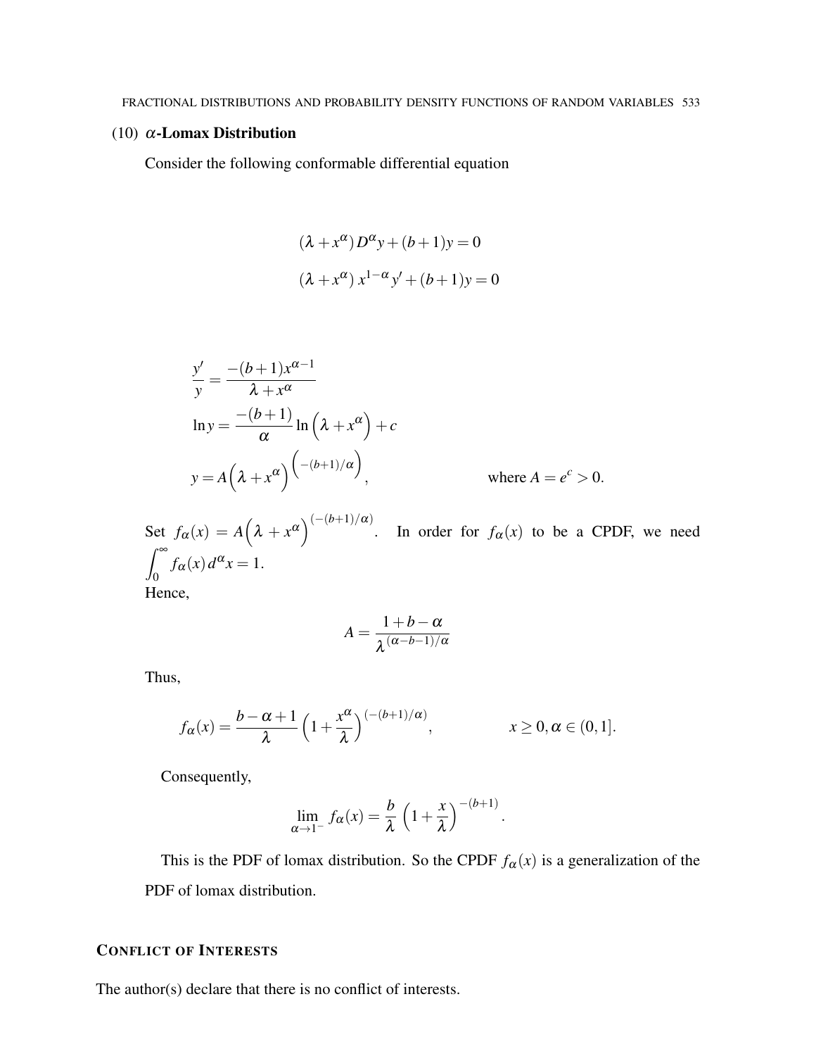(10) **$\alpha$-Lomax Distribution**

Consider the following conformable differential equation

$$(\lambda + x^{\alpha}) D^{\alpha} y + (b+1) y = 0$$

$$(\lambda + x^{\alpha}) x^{1-\alpha} y' + (b+1) y = 0$$

$$\frac{y'}{y} = \frac{-(b+1)x^{\alpha-1}}{\lambda + x^{\alpha}}$$

$$\ln y = \frac{-(b+1)}{\alpha} \ln\Big(\lambda + x^{\alpha}\Big) + c$$

$$y = A\Big(\lambda + x^{\alpha}\Big)^{\Big(-(b+1)/\alpha\Big)}, \qquad \text{where } A = e^{c} > 0.$$

Set $f_{\alpha}(x) = A\Big(\lambda + x^{\alpha}\Big)^{(-(b+1)/\alpha)}$. In order for $f_{\alpha}(x)$ to be a CPDF, we need $\int_{0}^{\infty} f_{\alpha}(x)\, d^{\alpha}x = 1$.

Hence,

$$A = \frac{1 + b - \alpha}{\lambda^{(\alpha - b - 1)/\alpha}}$$

Thus,

$$f_{\alpha}(x) = \frac{b - \alpha + 1}{\lambda} \left(1 + \frac{x^{\alpha}}{\lambda}\right)^{(-(b+1)/\alpha)}, \qquad x \geq 0, \alpha \in (0,1].$$

Consequently,

$$\lim_{\alpha \to 1^{-}} f_{\alpha}(x) = \frac{b}{\lambda} \left(1 + \frac{x}{\lambda}\right)^{-(b+1)}.$$

This is the PDF of lomax distribution. So the CPDF $f_{\alpha}(x)$ is a generalization of the PDF of lomax distribution.

## Conflict of Interests

The author(s) declare that there is no conflict of interests.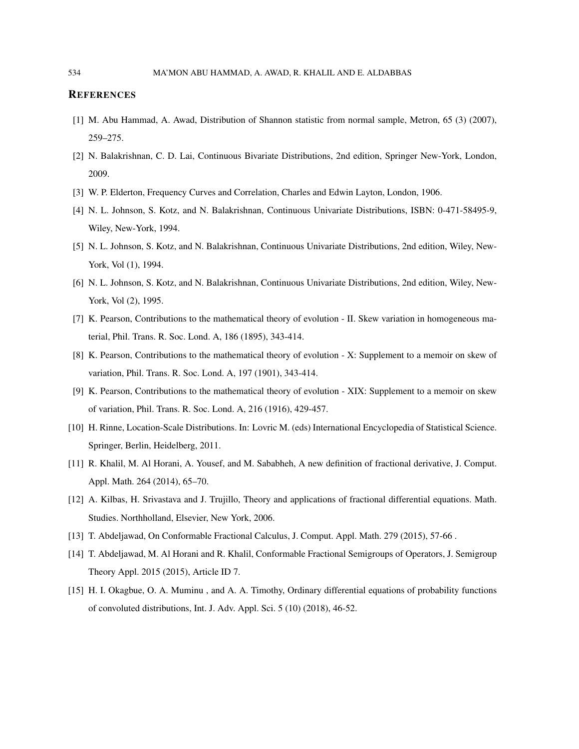## REFERENCES

[1] M. Abu Hammad, A. Awad, Distribution of Shannon statistic from normal sample, Metron, 65 (3) (2007), 259–275.

[2] N. Balakrishnan, C. D. Lai, Continuous Bivariate Distributions, 2nd edition, Springer New-York, London, 2009.

[3] W. P. Elderton, Frequency Curves and Correlation, Charles and Edwin Layton, London, 1906.

[4] N. L. Johnson, S. Kotz, and N. Balakrishnan, Continuous Univariate Distributions, ISBN: 0-471-58495-9, Wiley, New-York, 1994.

[5] N. L. Johnson, S. Kotz, and N. Balakrishnan, Continuous Univariate Distributions, 2nd edition, Wiley, New-York, Vol (1), 1994.

[6] N. L. Johnson, S. Kotz, and N. Balakrishnan, Continuous Univariate Distributions, 2nd edition, Wiley, New-York, Vol (2), 1995.

[7] K. Pearson, Contributions to the mathematical theory of evolution - II. Skew variation in homogeneous material, Phil. Trans. R. Soc. Lond. A, 186 (1895), 343-414.

[8] K. Pearson, Contributions to the mathematical theory of evolution - X: Supplement to a memoir on skew of variation, Phil. Trans. R. Soc. Lond. A, 197 (1901), 343-414.

[9] K. Pearson, Contributions to the mathematical theory of evolution - XIX: Supplement to a memoir on skew of variation, Phil. Trans. R. Soc. Lond. A, 216 (1916), 429-457.

[10] H. Rinne, Location-Scale Distributions. In: Lovric M. (eds) International Encyclopedia of Statistical Science. Springer, Berlin, Heidelberg, 2011.

[11] R. Khalil, M. Al Horani, A. Yousef, and M. Sababheh, A new definition of fractional derivative, J. Comput. Appl. Math. 264 (2014), 65–70.

[12] A. Kilbas, H. Srivastava and J. Trujillo, Theory and applications of fractional differential equations. Math. Studies. Northholland, Elsevier, New York, 2006.

[13] T. Abdeljawad, On Conformable Fractional Calculus, J. Comput. Appl. Math. 279 (2015), 57-66 .

[14] T. Abdeljawad, M. Al Horani and R. Khalil, Conformable Fractional Semigroups of Operators, J. Semigroup Theory Appl. 2015 (2015), Article ID 7.

[15] H. I. Okagbue, O. A. Muminu , and A. A. Timothy, Ordinary differential equations of probability functions of convoluted distributions, Int. J. Adv. Appl. Sci. 5 (10) (2018), 46-52.